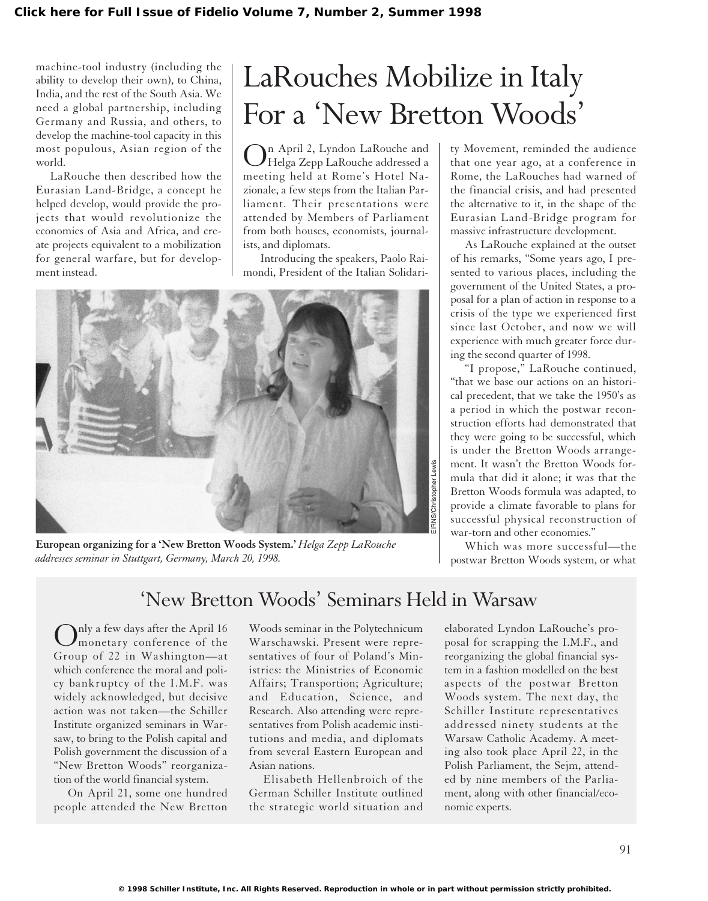machine-tool industry (including the ability to develop their own), to China, India, and the rest of the South Asia. We need a global partnership, including Germany and Russia, and others, to develop the machine-tool capacity in this most populous, Asian region of the world.

LaRouche then described how the Eurasian Land-Bridge, a concept he helped develop, would provide the projects that would revolutionize the economies of Asia and Africa, and create projects equivalent to a mobilization for general warfare, but for development instead.

# LaRouches Mobilize in Italy For a 'New Bretton Woods'

On April 2, Lyndon LaRouche and Helga Zepp LaRouche addressed a meeting held at Rome's Hotel Nazionale, a few steps from the Italian Parliament. Their presentations were attended by Members of Parliament from both houses, economists, journalists, and diplomats.

Introducing the speakers, Paolo Raimondi, President of the Italian Solidarity Movement, reminded the audience that one year ago, at a conference in Rome, the LaRouches had warned of the financial crisis, and had presented the alternative to it, in the shape of the Eurasian Land-Bridge program for massive infrastructure development.

As LaRouche explained at the outset of his remarks, "Some years ago, I presented to various places, including the government of the United States, a proposal for a plan of action in response to a crisis of the type we experienced first since last October, and now we will experience with much greater force during the second quarter of 1998.

"I propose," LaRouche continued, "that we base our actions on an historical precedent, that we take the 1950's as a period in which the postwar reconstruction efforts had demonstrated that they were going to be successful, which is under the Bretton Woods arrangement. It wasn't the Bretton Woods formula that did it alone; it was that the Bretton Woods formula was adapted, to provide a climate favorable to plans for successful physical reconstruction of war-torn and other economies."

Which was more successful—the postwar Bretton Woods system, or what

EIRNS/Christopher Lewis

**European organizing for a 'New Bretton Woods System.'** *Helga Zepp LaRouche addresses seminar in Stuttgart, Germany, March 20, 1998.*

## 'New Bretton Woods' Seminars Held in Warsaw

Only a few days after the April 16 monetary conference of the Group of 22 in Washington—at which conference the moral and policy bankruptcy of the I.M.F. was widely acknowledged, but decisive action was not taken—the Schiller Institute organized seminars in Warsaw, to bring to the Polish capital and Polish government the discussion of a "New Bretton Woods" reorganization of the world financial system.

On April 21, some one hundred people attended the New Bretton Woods seminar in the Polytechnicum Warschawski. Present were representatives of four of Poland's Ministries: the Ministries of Economic Affairs; Transportion; Agriculture; and Education, Science, and Research. Also attending were representatives from Polish academic institutions and media, and diplomats from several Eastern European and Asian nations.

Elisabeth Hellenbroich of the German Schiller Institute outlined the strategic world situation and elaborated Lyndon LaRouche's proposal for scrapping the I.M.F., and reorganizing the global financial system in a fashion modelled on the best aspects of the postwar Bretton Woods system. The next day, the Schiller Institute representatives addressed ninety students at the Warsaw Catholic Academy. A meeting also took place April 22, in the Polish Parliament, the Sejm, attended by nine members of the Parliament, along with other financial/economic experts.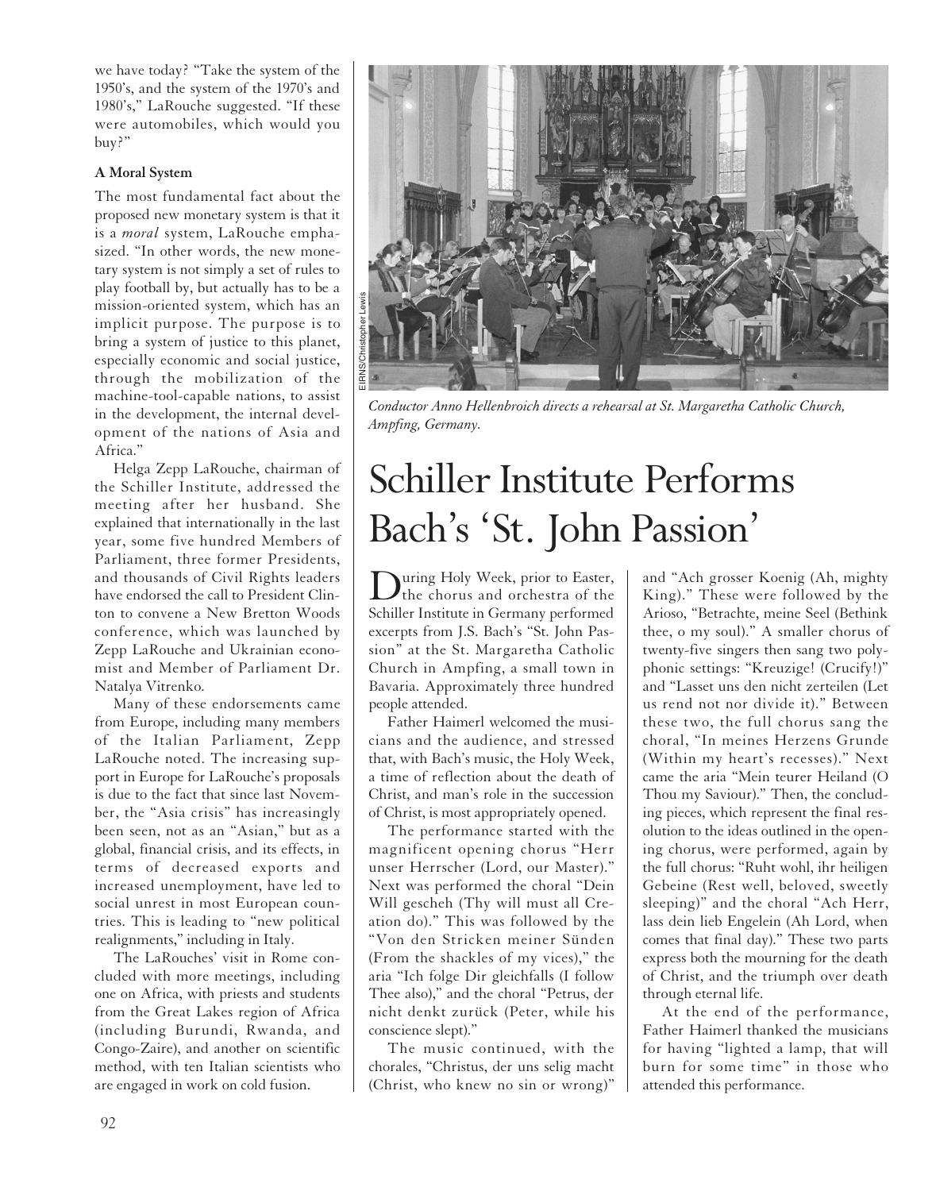we have today? "Take the system of the 1950's, and the system of the 1970's and 1980's," LaRouche suggested. "If these were automobiles, which would you buy?"

**A Moral System**

The most fundamental fact about the proposed new monetary system is that it is a *moral* system, LaRouche emphasized. "In other words, the new monetary system is not simply a set of rules to play football by, but actually has to be a mission-oriented system, which has an implicit purpose. The purpose is to bring a system of justice to this planet, especially economic and social justice, through the mobilization of the machine-tool-capable nations, to assist in the development, the internal development of the nations of Asia and Africa."

Helga Zepp LaRouche, chairman of the Schiller Institute, addressed the meeting after her husband. She explained that internationally in the last year, some five hundred Members of Parliament, three former Presidents, and thousands of Civil Rights leaders have endorsed the call to President Clinton to convene a New Bretton Woods conference, which was launched by Zepp LaRouche and Ukrainian economist and Member of Parliament Dr. Natalya Vitrenko.

Many of these endorsements came from Europe, including many members of the Italian Parliament, Zepp LaRouche noted. The increasing support in Europe for LaRouche's proposals is due to the fact that since last November, the "Asia crisis" has increasingly been seen, not as an "Asian," but as a global, financial crisis, and its effects, in terms of decreased exports and increased unemployment, have led to social unrest in most European countries. This is leading to "new political realignments," including in Italy.

The LaRouches' visit in Rome concluded with more meetings, including one on Africa, with priests and students from the Great Lakes region of Africa (including Burundi, Rwanda, and Congo-Zaire), and another on scientific method, with ten Italian scientists who are engaged in work on cold fusion.

EIRNS/Christopher Lewis

*Conductor Anno Hellenbroich directs a rehearsal at St. Margaretha Catholic Church, Ampfing, Germany.*

# Schiller Institute Performs Bach's 'St. John Passion'

During Holy Week, prior to Easter, the chorus and orchestra of the Schiller Institute in Germany performed excerpts from J.S. Bach's "St. John Passion" at the St. Margaretha Catholic Church in Ampfing, a small town in Bavaria. Approximately three hundred people attended.

Father Haimerl welcomed the musicians and the audience, and stressed that, with Bach's music, the Holy Week, a time of reflection about the death of Christ, and man's role in the succession of Christ, is most appropriately opened.

The performance started with the magnificent opening chorus "Herr unser Herrscher (Lord, our Master)." Next was performed the choral "Dein Will gescheh (Thy will must all Creation do)." This was followed by the "Von den Stricken meiner Sünden (From the shackles of my vices)," the aria "Ich folge Dir gleichfalls (I follow Thee also)," and the choral "Petrus, der nicht denkt zurück (Peter, while his conscience slept)."

The music continued, with the chorales, "Christus, der uns selig macht (Christ, who knew no sin or wrong)" and "Ach grosser Koenig (Ah, mighty King)." These were followed by the Arioso, "Betrachte, meine Seel (Bethink thee, o my soul)." A smaller chorus of twenty-five singers then sang two polyphonic settings: "Kreuzige! (Crucify!)" and "Lasset uns den nicht zerteilen (Let us rend not nor divide it)." Between these two, the full chorus sang the choral, "In meines Herzens Grunde (Within my heart's recesses)." Next came the aria "Mein teurer Heiland (O Thou my Saviour)." Then, the concluding pieces, which represent the final resolution to the ideas outlined in the opening chorus, were performed, again by the full chorus: "Ruht wohl, ihr heiligen Gebeine (Rest well, beloved, sweetly sleeping)" and the choral "Ach Herr, lass dein lieb Engelein (Ah Lord, when comes that final day)." These two parts express both the mourning for the death of Christ, and the triumph over death through eternal life.

At the end of the performance, Father Haimerl thanked the musicians for having "lighted a lamp, that will burn for some time" in those who attended this performance.